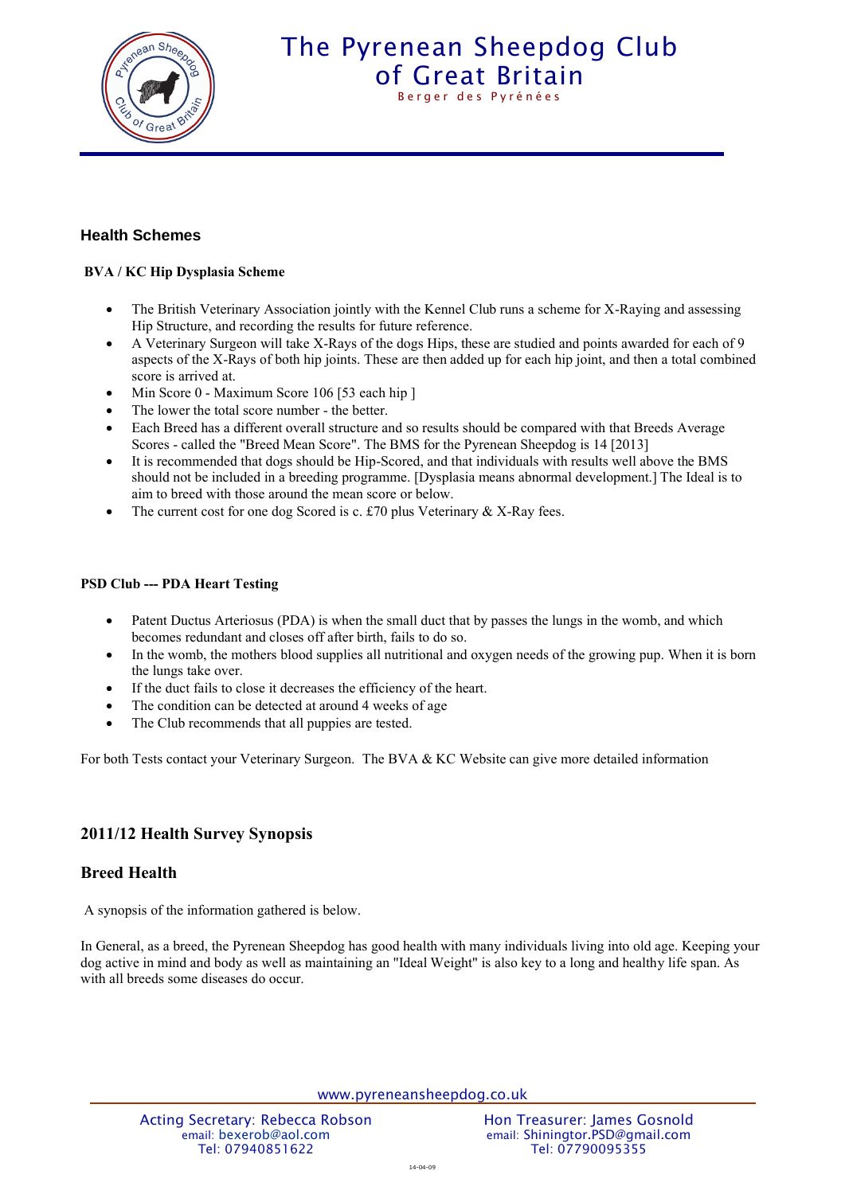# The Pyrenean Sheepdog Club of Great Britain

Berger des Pyrénées

## Health Schemes

**BVA / KC Hip Dysplasia Scheme**

- The British Veterinary Association jointly with the Kennel Club runs a scheme for X-Raying and assessing Hip Structure, and recording the results for future reference.
- A Veterinary Surgeon will take X-Rays of the dogs Hips, these are studied and points awarded for each of 9 aspects of the X-Rays of both hip joints. These are then added up for each hip joint, and then a total combined score is arrived at.
- Min Score 0 - Maximum Score 106 [53 each hip ]
- The lower the total score number - the better.
- Each Breed has a different overall structure and so results should be compared with that Breeds Average Scores - called the "Breed Mean Score". The BMS for the Pyrenean Sheepdog is 14 [2013]
- It is recommended that dogs should be Hip-Scored, and that individuals with results well above the BMS should not be included in a breeding programme. [Dysplasia means abnormal development.] The Ideal is to aim to breed with those around the mean score or below.
- The current cost for one dog Scored is c. £70 plus Veterinary & X-Ray fees.

**PSD Club --- PDA Heart Testing**

- Patent Ductus Arteriosus (PDA) is when the small duct that by passes the lungs in the womb, and which becomes redundant and closes off after birth, fails to do so.
- In the womb, the mothers blood supplies all nutritional and oxygen needs of the growing pup. When it is born the lungs take over.
- If the duct fails to close it decreases the efficiency of the heart.
- The condition can be detected at around 4 weeks of age
- The Club recommends that all puppies are tested.

For both Tests contact your Veterinary Surgeon. The BVA & KC Website can give more detailed information

## 2011/12 Health Survey Synopsis

## Breed Health

A synopsis of the information gathered is below.

In General, as a breed, the Pyrenean Sheepdog has good health with many individuals living into old age. Keeping your dog active in mind and body as well as maintaining an "Ideal Weight" is also key to a long and healthy life span. As with all breeds some diseases do occur.

www.pyreneansheepdog.co.uk

Acting Secretary: Rebecca Robson
email: bexerob@aol.com
Tel: 07940851622

Hon Treasurer: James Gosnold
email: Shiningtor.PSD@gmail.com
Tel: 07790095355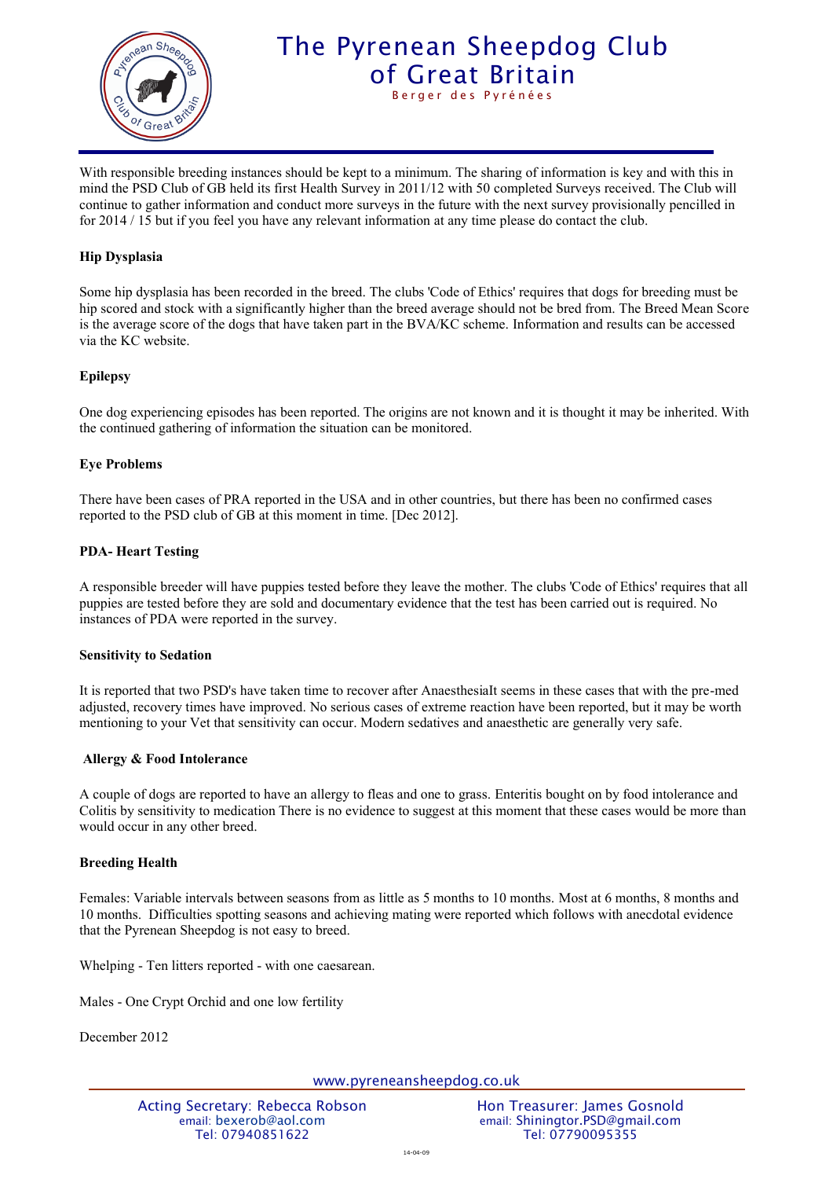# The Pyrenean Sheepdog Club of Great Britain

Berger des Pyrénées

With responsible breeding instances should be kept to a minimum. The sharing of information is key and with this in mind the PSD Club of GB held its first Health Survey in 2011/12 with 50 completed Surveys received. The Club will continue to gather information and conduct more surveys in the future with the next survey provisionally pencilled in for 2014 / 15 but if you feel you have any relevant information at any time please do contact the club.

**Hip Dysplasia**

Some hip dysplasia has been recorded in the breed. The clubs 'Code of Ethics' requires that dogs for breeding must be hip scored and stock with a significantly higher than the breed average should not be bred from. The Breed Mean Score is the average score of the dogs that have taken part in the BVA/KC scheme. Information and results can be accessed via the KC website.

**Epilepsy**

One dog experiencing episodes has been reported. The origins are not known and it is thought it may be inherited. With the continued gathering of information the situation can be monitored.

**Eye Problems**

There have been cases of PRA reported in the USA and in other countries, but there has been no confirmed cases reported to the PSD club of GB at this moment in time. [Dec 2012].

**PDA- Heart Testing**

A responsible breeder will have puppies tested before they leave the mother. The clubs 'Code of Ethics' requires that all puppies are tested before they are sold and documentary evidence that the test has been carried out is required. No instances of PDA were reported in the survey.

**Sensitivity to Sedation**

It is reported that two PSD's have taken time to recover after AnaesthesiaIt seems in these cases that with the pre-med adjusted, recovery times have improved. No serious cases of extreme reaction have been reported, but it may be worth mentioning to your Vet that sensitivity can occur. Modern sedatives and anaesthetic are generally very safe.

**Allergy & Food Intolerance**

A couple of dogs are reported to have an allergy to fleas and one to grass. Enteritis bought on by food intolerance and Colitis by sensitivity to medication There is no evidence to suggest at this moment that these cases would be more than would occur in any other breed.

**Breeding Health**

Females: Variable intervals between seasons from as little as 5 months to 10 months. Most at 6 months, 8 months and 10 months. Difficulties spotting seasons and achieving mating were reported which follows with anecdotal evidence that the Pyrenean Sheepdog is not easy to breed.

Whelping - Ten litters reported - with one caesarean.

Males - One Crypt Orchid and one low fertility

December 2012

www.pyreneansheepdog.co.uk

Acting Secretary: Rebecca Robson
email: bexerob@aol.com
Tel: 07940851622

Hon Treasurer: James Gosnold
email: Shiningtor.PSD@gmail.com
Tel: 07790095355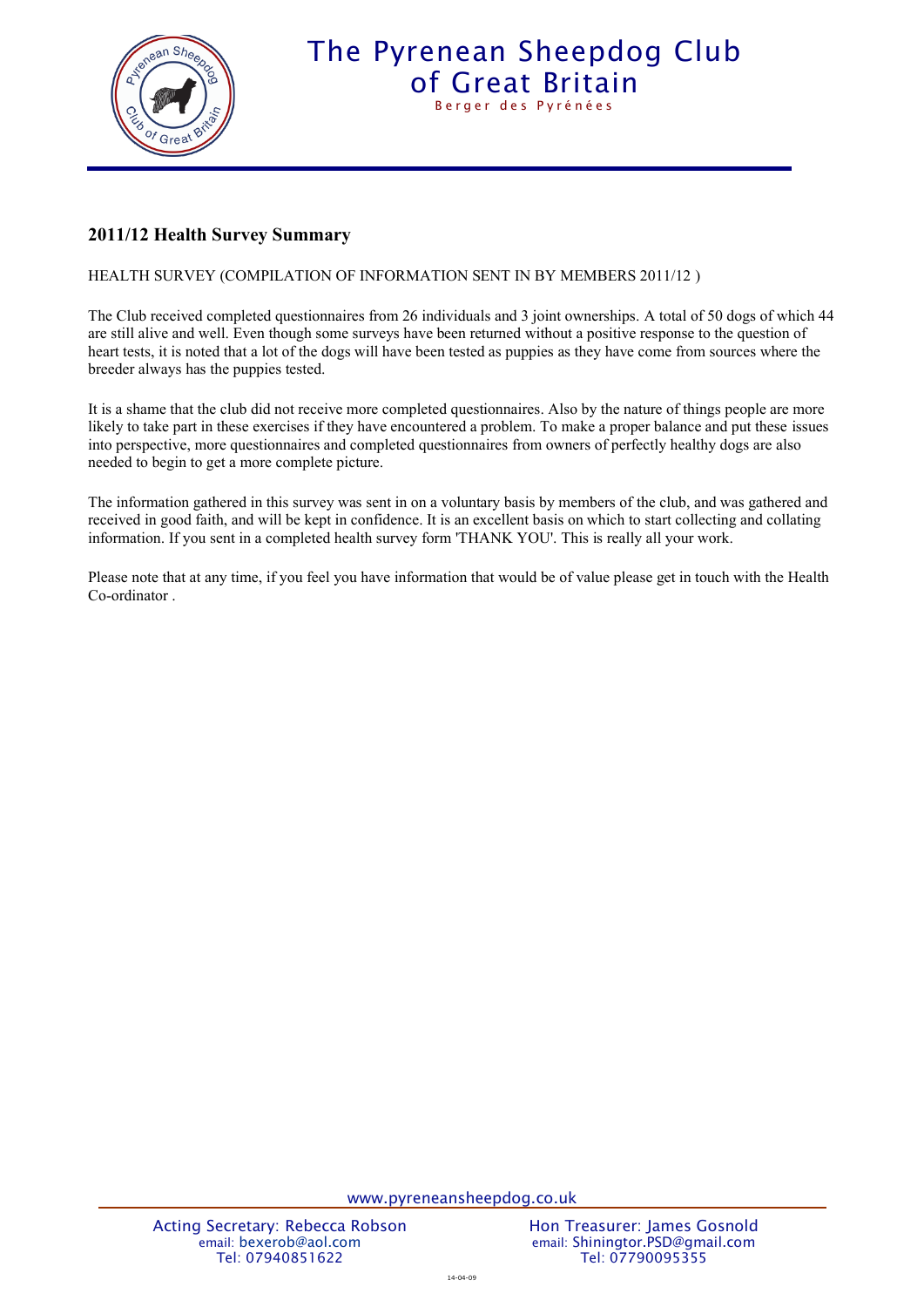## 2011/12 Health Survey Summary

HEALTH SURVEY (COMPILATION OF INFORMATION SENT IN BY MEMBERS 2011/12 )

The Club received completed questionnaires from 26 individuals and 3 joint ownerships. A total of 50 dogs of which 44 are still alive and well. Even though some surveys have been returned without a positive response to the question of heart tests, it is noted that a lot of the dogs will have been tested as puppies as they have come from sources where the breeder always has the puppies tested.

It is a shame that the club did not receive more completed questionnaires. Also by the nature of things people are more likely to take part in these exercises if they have encountered a problem. To make a proper balance and put these issues into perspective, more questionnaires and completed questionnaires from owners of perfectly healthy dogs are also needed to begin to get a more complete picture.

The information gathered in this survey was sent in on a voluntary basis by members of the club, and was gathered and received in good faith, and will be kept in confidence. It is an excellent basis on which to start collecting and collating information. If you sent in a completed health survey form 'THANK YOU'. This is really all your work.

Please note that at any time, if you feel you have information that would be of value please get in touch with the Health Co-ordinator .